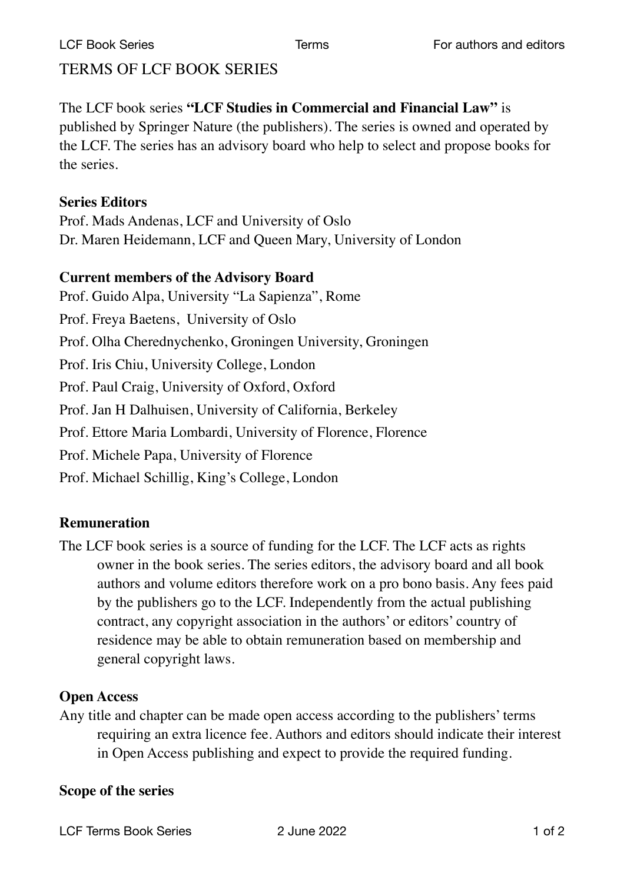# TERMS OF LCF BOOK SERIES

The LCF book series **"LCF Studies in Commercial and Financial Law"** is published by Springer Nature (the publishers). The series is owned and operated by the LCF. The series has an advisory board who help to select and propose books for the series.

**Series Editors**

Prof. Mads Andenas, LCF and University of Oslo
Dr. Maren Heidemann, LCF and Queen Mary, University of London

**Current members of the Advisory Board**

Prof. Guido Alpa, University "La Sapienza", Rome
Prof. Freya Baetens, University of Oslo
Prof. Olha Cherednychenko, Groningen University, Groningen
Prof. Iris Chiu, University College, London
Prof. Paul Craig, University of Oxford, Oxford
Prof. Jan H Dalhuisen, University of California, Berkeley
Prof. Ettore Maria Lombardi, University of Florence, Florence
Prof. Michele Papa, University of Florence
Prof. Michael Schillig, King's College, London

**Remuneration**

The LCF book series is a source of funding for the LCF. The LCF acts as rights owner in the book series. The series editors, the advisory board and all book authors and volume editors therefore work on a pro bono basis. Any fees paid by the publishers go to the LCF. Independently from the actual publishing contract, any copyright association in the authors' or editors' country of residence may be able to obtain remuneration based on membership and general copyright laws.

**Open Access**

Any title and chapter can be made open access according to the publishers' terms requiring an extra licence fee. Authors and editors should indicate their interest in Open Access publishing and expect to provide the required funding.

**Scope of the series**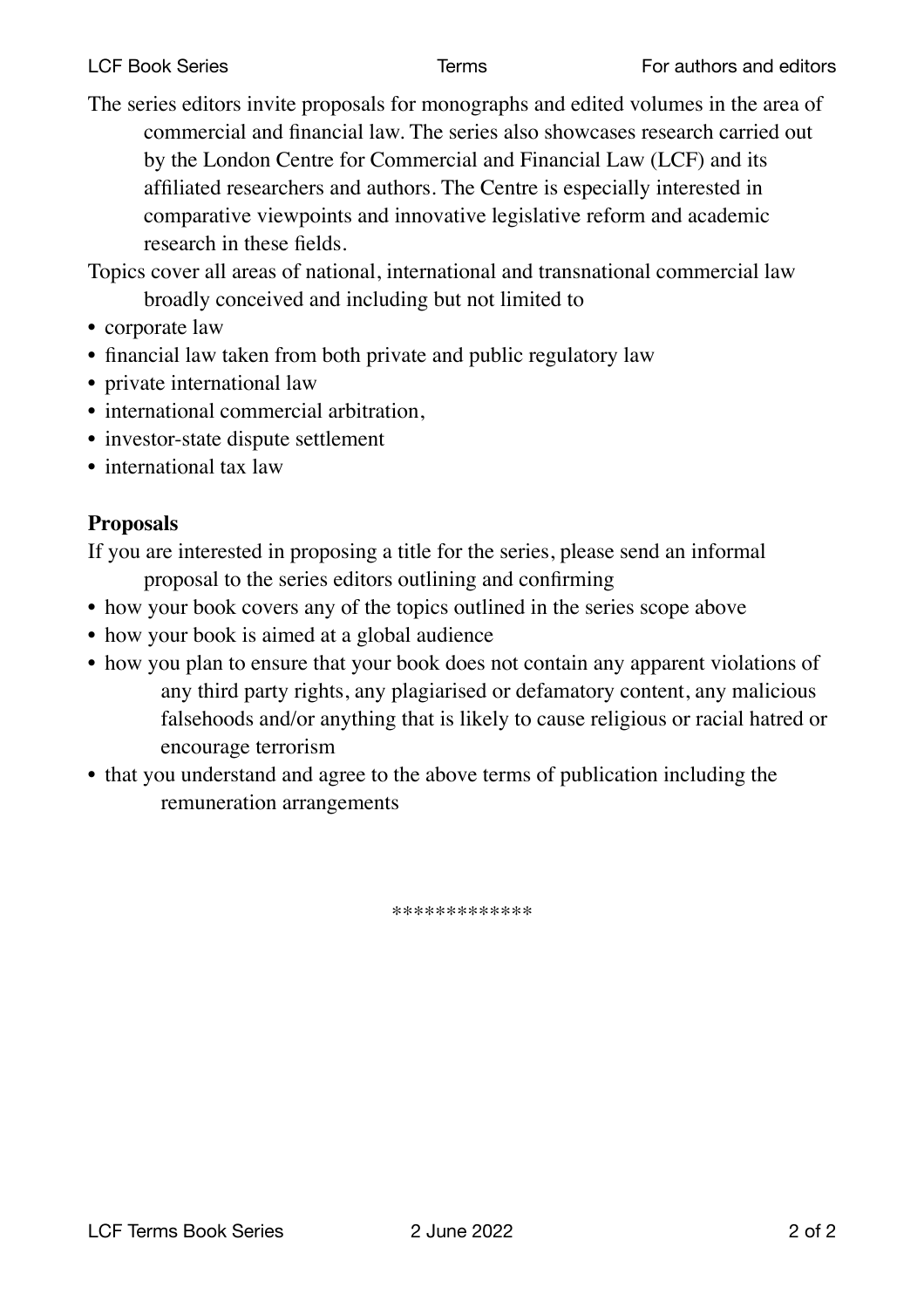The series editors invite proposals for monographs and edited volumes in the area of commercial and financial law. The series also showcases research carried out by the London Centre for Commercial and Financial Law (LCF) and its affiliated researchers and authors. The Centre is especially interested in comparative viewpoints and innovative legislative reform and academic research in these fields.

Topics cover all areas of national, international and transnational commercial law broadly conceived and including but not limited to

- corporate law
- financial law taken from both private and public regulatory law
- private international law
- international commercial arbitration,
- investor-state dispute settlement
- international tax law

**Proposals**

If you are interested in proposing a title for the series, please send an informal proposal to the series editors outlining and confirming

- how your book covers any of the topics outlined in the series scope above
- how your book is aimed at a global audience
- how you plan to ensure that your book does not contain any apparent violations of any third party rights, any plagiarised or defamatory content, any malicious falsehoods and/or anything that is likely to cause religious or racial hatred or encourage terrorism
- that you understand and agree to the above terms of publication including the remuneration arrangements

*************